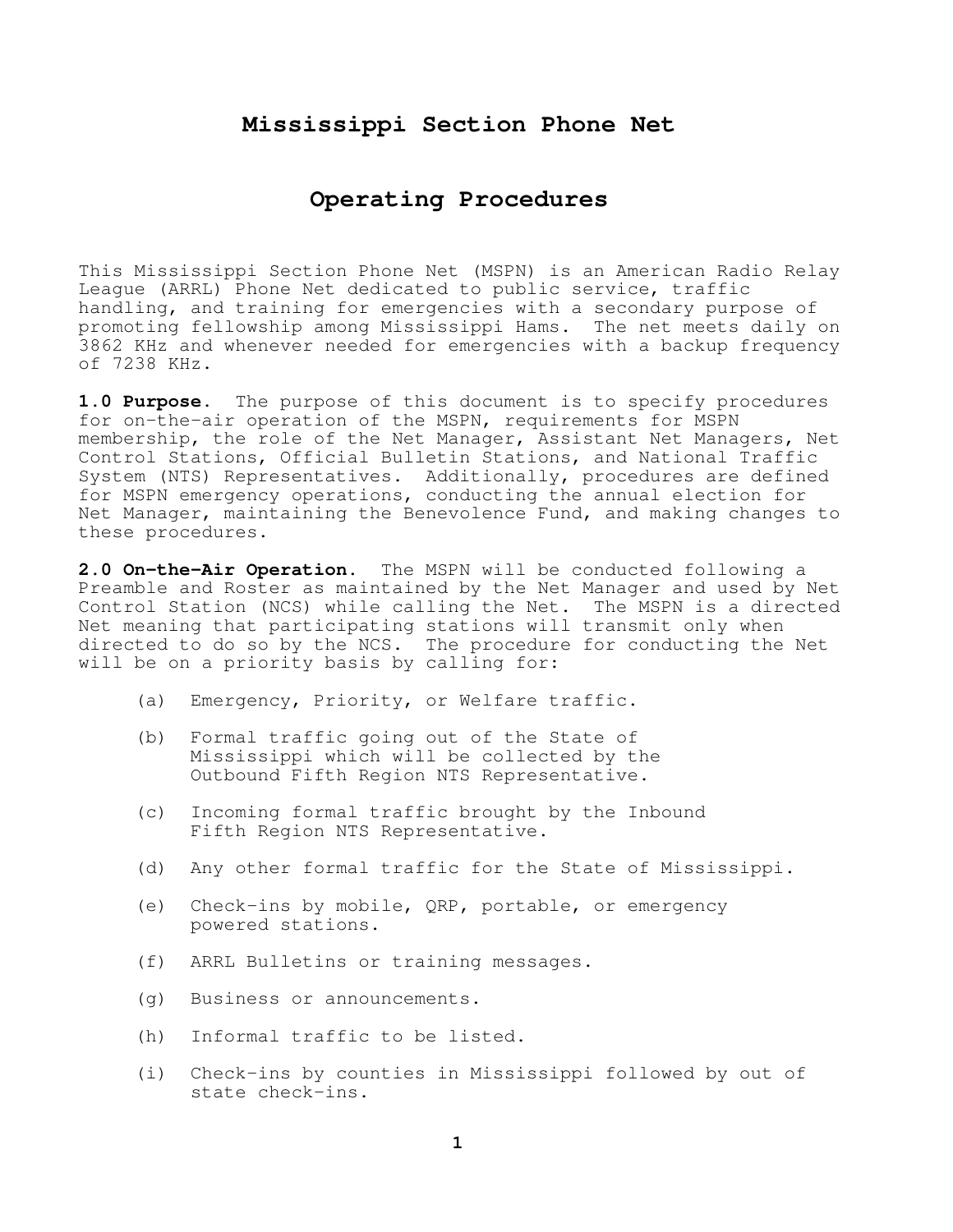# Mississippi Section Phone Net

## Operating Procedures

This Mississippi Section Phone Net (MSPN) is an American Radio Relay League (ARRL) Phone Net dedicated to public service, traffic handling, and training for emergencies with a secondary purpose of promoting fellowship among Mississippi Hams. The net meets daily on 3862 KHz and whenever needed for emergencies with a backup frequency of 7238 KHz.

**1.0 Purpose.** The purpose of this document is to specify procedures for on-the-air operation of the MSPN, requirements for MSPN membership, the role of the Net Manager, Assistant Net Managers, Net Control Stations, Official Bulletin Stations, and National Traffic System (NTS) Representatives. Additionally, procedures are defined for MSPN emergency operations, conducting the annual election for Net Manager, maintaining the Benevolence Fund, and making changes to these procedures.

**2.0 On-the-Air Operation.** The MSPN will be conducted following a Preamble and Roster as maintained by the Net Manager and used by Net Control Station (NCS) while calling the Net. The MSPN is a directed Net meaning that participating stations will transmit only when directed to do so by the NCS. The procedure for conducting the Net will be on a priority basis by calling for:

(a) Emergency, Priority, or Welfare traffic.

(b) Formal traffic going out of the State of Mississippi which will be collected by the Outbound Fifth Region NTS Representative.

(c) Incoming formal traffic brought by the Inbound Fifth Region NTS Representative.

(d) Any other formal traffic for the State of Mississippi.

(e) Check-ins by mobile, QRP, portable, or emergency powered stations.

(f) ARRL Bulletins or training messages.

(g) Business or announcements.

(h) Informal traffic to be listed.

(i) Check-ins by counties in Mississippi followed by out of state check-ins.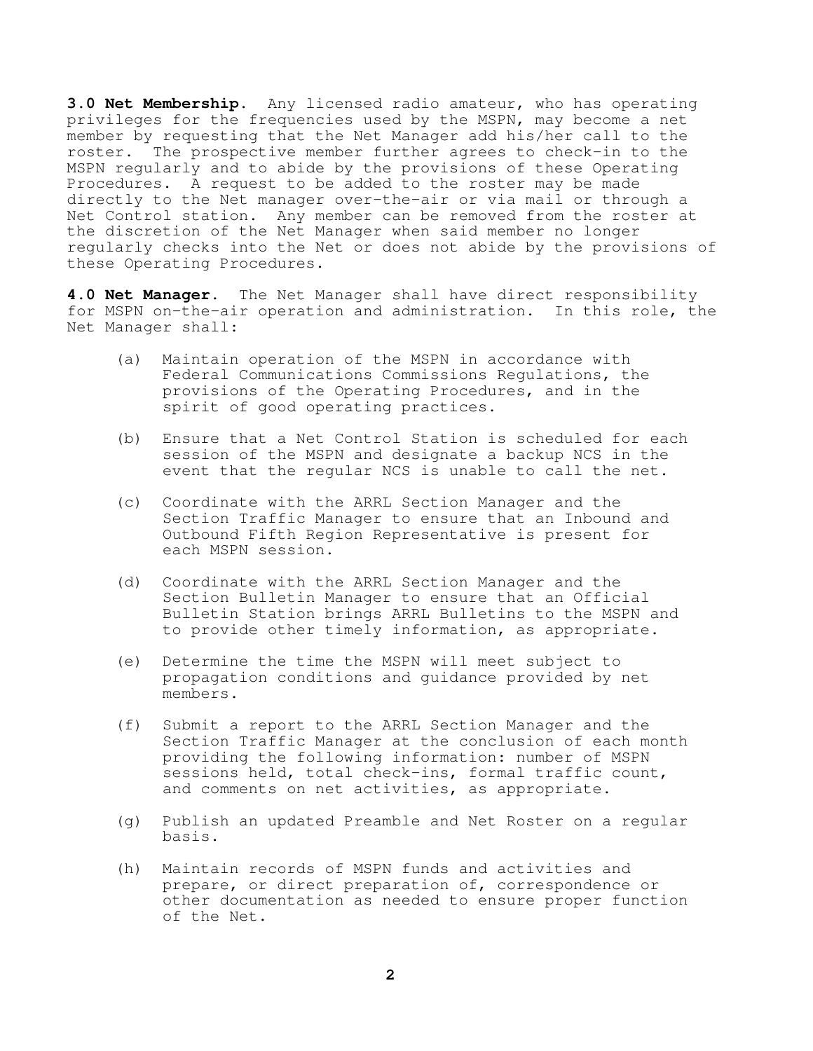**3.0 Net Membership.** Any licensed radio amateur, who has operating privileges for the frequencies used by the MSPN, may become a net member by requesting that the Net Manager add his/her call to the roster. The prospective member further agrees to check-in to the MSPN regularly and to abide by the provisions of these Operating Procedures. A request to be added to the roster may be made directly to the Net manager over-the-air or via mail or through a Net Control station. Any member can be removed from the roster at the discretion of the Net Manager when said member no longer regularly checks into the Net or does not abide by the provisions of these Operating Procedures.

**4.0 Net Manager.** The Net Manager shall have direct responsibility for MSPN on-the-air operation and administration. In this role, the Net Manager shall:

(a) Maintain operation of the MSPN in accordance with Federal Communications Commissions Regulations, the provisions of the Operating Procedures, and in the spirit of good operating practices.

(b) Ensure that a Net Control Station is scheduled for each session of the MSPN and designate a backup NCS in the event that the regular NCS is unable to call the net.

(c) Coordinate with the ARRL Section Manager and the Section Traffic Manager to ensure that an Inbound and Outbound Fifth Region Representative is present for each MSPN session.

(d) Coordinate with the ARRL Section Manager and the Section Bulletin Manager to ensure that an Official Bulletin Station brings ARRL Bulletins to the MSPN and to provide other timely information, as appropriate.

(e) Determine the time the MSPN will meet subject to propagation conditions and guidance provided by net members.

(f) Submit a report to the ARRL Section Manager and the Section Traffic Manager at the conclusion of each month providing the following information: number of MSPN sessions held, total check-ins, formal traffic count, and comments on net activities, as appropriate.

(g) Publish an updated Preamble and Net Roster on a regular basis.

(h) Maintain records of MSPN funds and activities and prepare, or direct preparation of, correspondence or other documentation as needed to ensure proper function of the Net.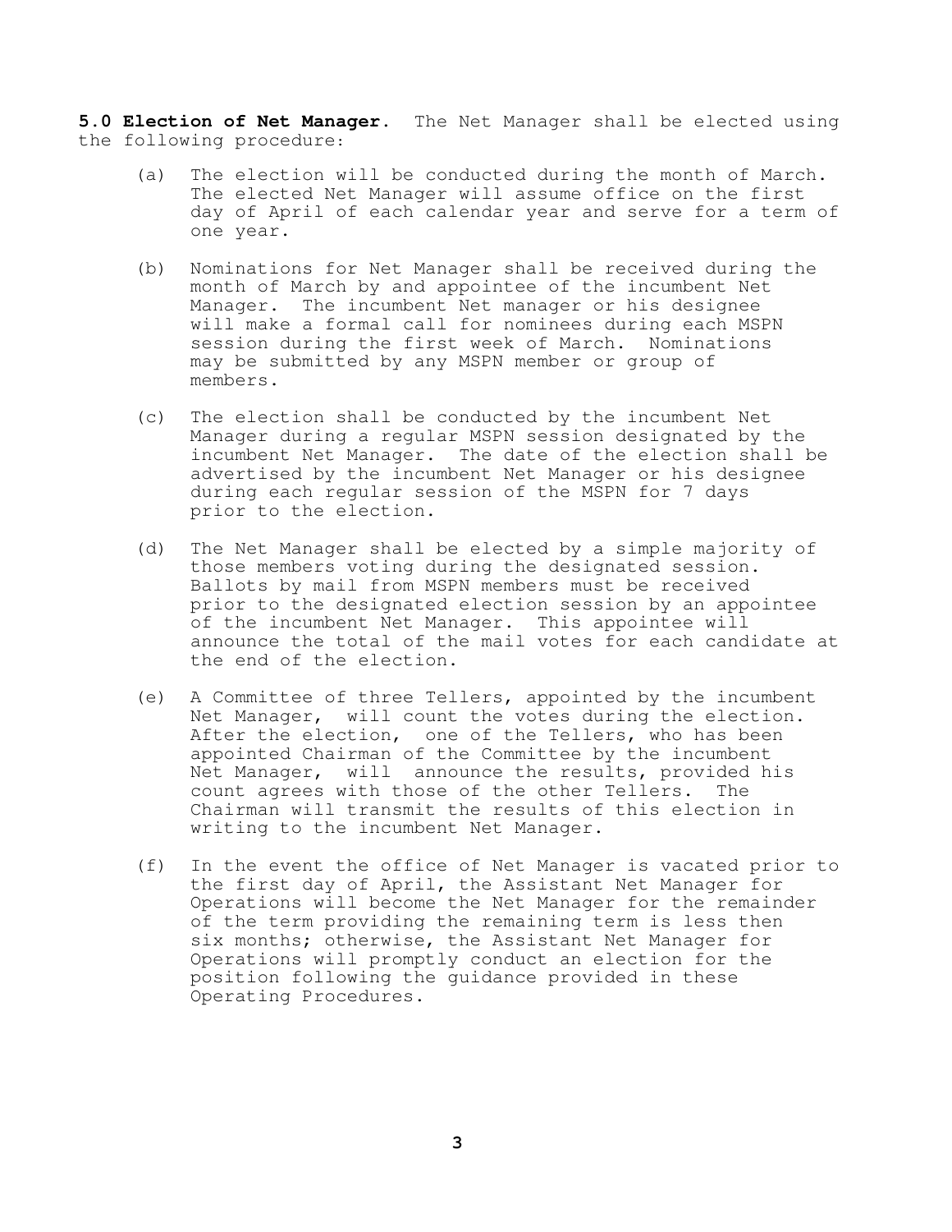**5.0 Election of Net Manager.** The Net Manager shall be elected using the following procedure:

(a) The election will be conducted during the month of March. The elected Net Manager will assume office on the first day of April of each calendar year and serve for a term of one year.

(b) Nominations for Net Manager shall be received during the month of March by and appointee of the incumbent Net Manager. The incumbent Net manager or his designee will make a formal call for nominees during each MSPN session during the first week of March. Nominations may be submitted by any MSPN member or group of members.

(c) The election shall be conducted by the incumbent Net Manager during a regular MSPN session designated by the incumbent Net Manager. The date of the election shall be advertised by the incumbent Net Manager or his designee during each regular session of the MSPN for 7 days prior to the election.

(d) The Net Manager shall be elected by a simple majority of those members voting during the designated session. Ballots by mail from MSPN members must be received prior to the designated election session by an appointee of the incumbent Net Manager. This appointee will announce the total of the mail votes for each candidate at the end of the election.

(e) A Committee of three Tellers, appointed by the incumbent Net Manager, will count the votes during the election. After the election, one of the Tellers, who has been appointed Chairman of the Committee by the incumbent Net Manager, will announce the results, provided his count agrees with those of the other Tellers. The Chairman will transmit the results of this election in writing to the incumbent Net Manager.

(f) In the event the office of Net Manager is vacated prior to the first day of April, the Assistant Net Manager for Operations will become the Net Manager for the remainder of the term providing the remaining term is less then six months; otherwise, the Assistant Net Manager for Operations will promptly conduct an election for the position following the guidance provided in these Operating Procedures.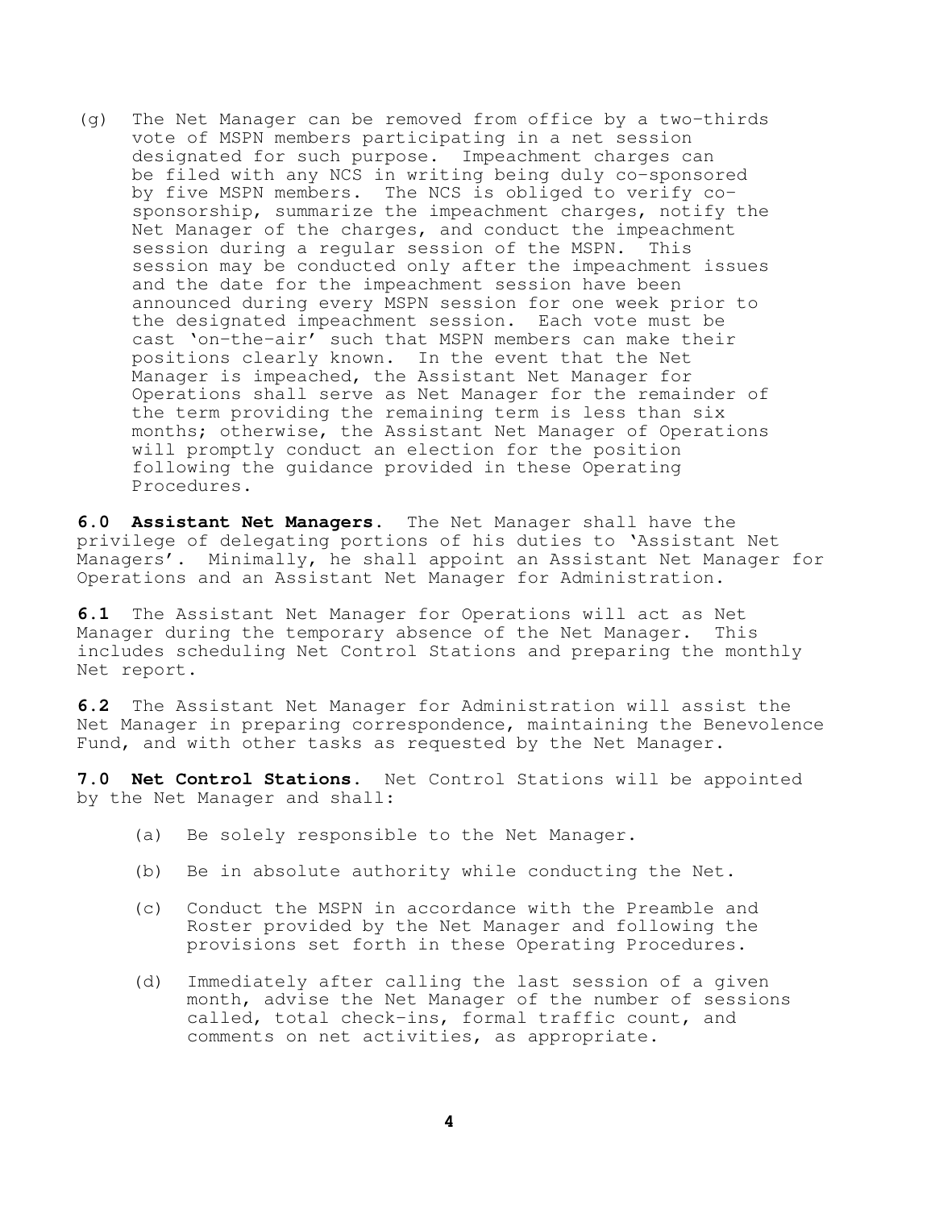(g) The Net Manager can be removed from office by a two-thirds vote of MSPN members participating in a net session designated for such purpose. Impeachment charges can be filed with any NCS in writing being duly co-sponsored by five MSPN members. The NCS is obliged to verify co-sponsorship, summarize the impeachment charges, notify the Net Manager of the charges, and conduct the impeachment session during a regular session of the MSPN. This session may be conducted only after the impeachment issues and the date for the impeachment session have been announced during every MSPN session for one week prior to the designated impeachment session. Each vote must be cast 'on-the-air' such that MSPN members can make their positions clearly known. In the event that the Net Manager is impeached, the Assistant Net Manager for Operations shall serve as Net Manager for the remainder of the term providing the remaining term is less than six months; otherwise, the Assistant Net Manager of Operations will promptly conduct an election for the position following the guidance provided in these Operating Procedures.

**6.0 Assistant Net Managers.** The Net Manager shall have the privilege of delegating portions of his duties to 'Assistant Net Managers'. Minimally, he shall appoint an Assistant Net Manager for Operations and an Assistant Net Manager for Administration.

**6.1** The Assistant Net Manager for Operations will act as Net Manager during the temporary absence of the Net Manager. This includes scheduling Net Control Stations and preparing the monthly Net report.

**6.2** The Assistant Net Manager for Administration will assist the Net Manager in preparing correspondence, maintaining the Benevolence Fund, and with other tasks as requested by the Net Manager.

**7.0 Net Control Stations.** Net Control Stations will be appointed by the Net Manager and shall:

(a) Be solely responsible to the Net Manager.

(b) Be in absolute authority while conducting the Net.

(c) Conduct the MSPN in accordance with the Preamble and Roster provided by the Net Manager and following the provisions set forth in these Operating Procedures.

(d) Immediately after calling the last session of a given month, advise the Net Manager of the number of sessions called, total check-ins, formal traffic count, and comments on net activities, as appropriate.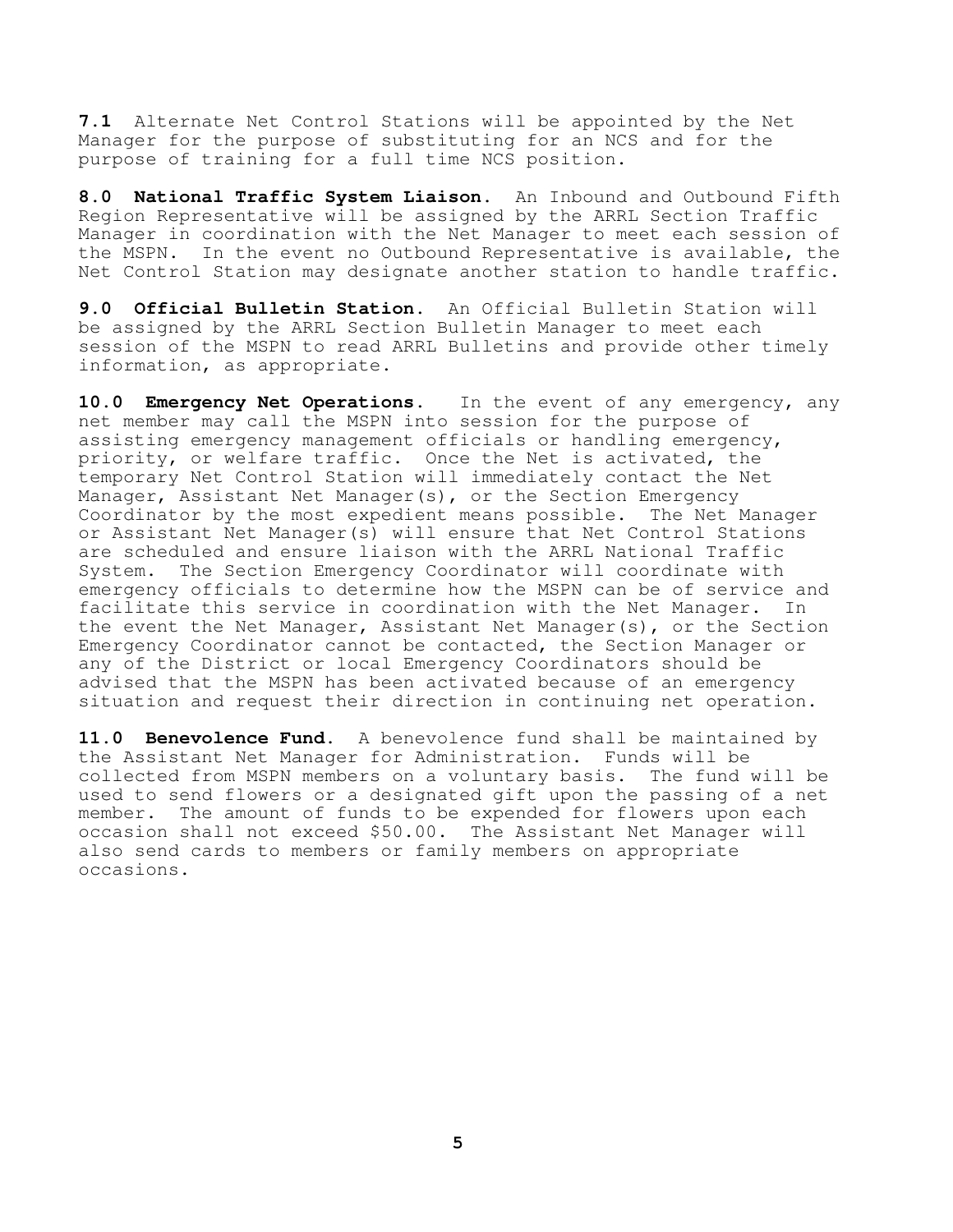**7.1** Alternate Net Control Stations will be appointed by the Net Manager for the purpose of substituting for an NCS and for the purpose of training for a full time NCS position.

**8.0 National Traffic System Liaison.** An Inbound and Outbound Fifth Region Representative will be assigned by the ARRL Section Traffic Manager in coordination with the Net Manager to meet each session of the MSPN. In the event no Outbound Representative is available, the Net Control Station may designate another station to handle traffic.

**9.0 Official Bulletin Station.** An Official Bulletin Station will be assigned by the ARRL Section Bulletin Manager to meet each session of the MSPN to read ARRL Bulletins and provide other timely information, as appropriate.

**10.0 Emergency Net Operations.** In the event of any emergency, any net member may call the MSPN into session for the purpose of assisting emergency management officials or handling emergency, priority, or welfare traffic. Once the Net is activated, the temporary Net Control Station will immediately contact the Net Manager, Assistant Net Manager(s), or the Section Emergency Coordinator by the most expedient means possible. The Net Manager or Assistant Net Manager(s) will ensure that Net Control Stations are scheduled and ensure liaison with the ARRL National Traffic System. The Section Emergency Coordinator will coordinate with emergency officials to determine how the MSPN can be of service and facilitate this service in coordination with the Net Manager. In the event the Net Manager, Assistant Net Manager(s), or the Section Emergency Coordinator cannot be contacted, the Section Manager or any of the District or local Emergency Coordinators should be advised that the MSPN has been activated because of an emergency situation and request their direction in continuing net operation.

**11.0 Benevolence Fund.** A benevolence fund shall be maintained by the Assistant Net Manager for Administration. Funds will be collected from MSPN members on a voluntary basis. The fund will be used to send flowers or a designated gift upon the passing of a net member. The amount of funds to be expended for flowers upon each occasion shall not exceed $50.00. The Assistant Net Manager will also send cards to members or family members on appropriate occasions.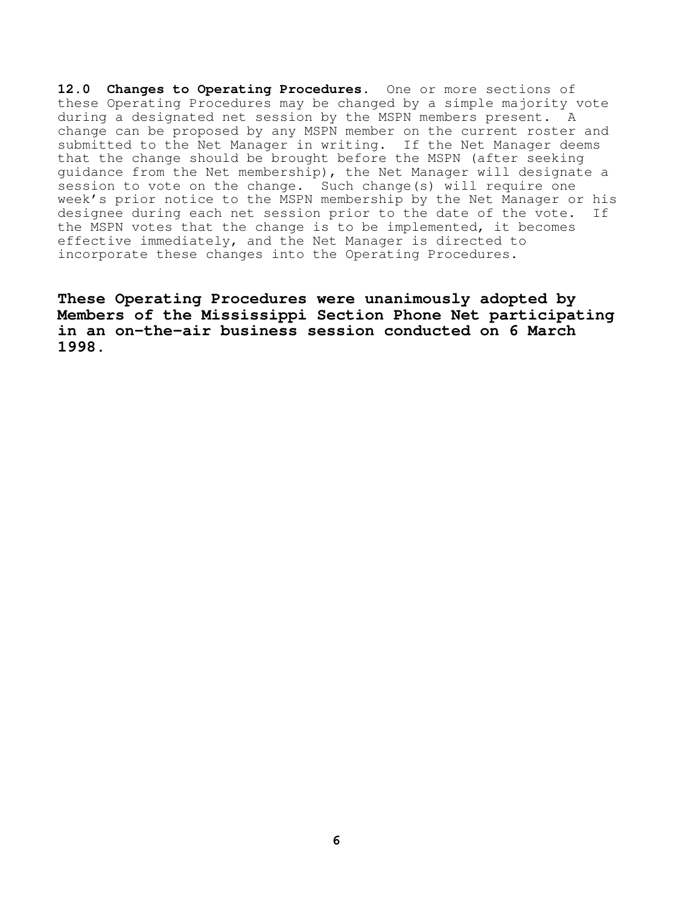**12.0 Changes to Operating Procedures.** One or more sections of these Operating Procedures may be changed by a simple majority vote during a designated net session by the MSPN members present. A change can be proposed by any MSPN member on the current roster and submitted to the Net Manager in writing. If the Net Manager deems that the change should be brought before the MSPN (after seeking guidance from the Net membership), the Net Manager will designate a session to vote on the change. Such change(s) will require one week's prior notice to the MSPN membership by the Net Manager or his designee during each net session prior to the date of the vote. If the MSPN votes that the change is to be implemented, it becomes effective immediately, and the Net Manager is directed to incorporate these changes into the Operating Procedures.

**These Operating Procedures were unanimously adopted by Members of the Mississippi Section Phone Net participating in an on-the-air business session conducted on 6 March 1998.**